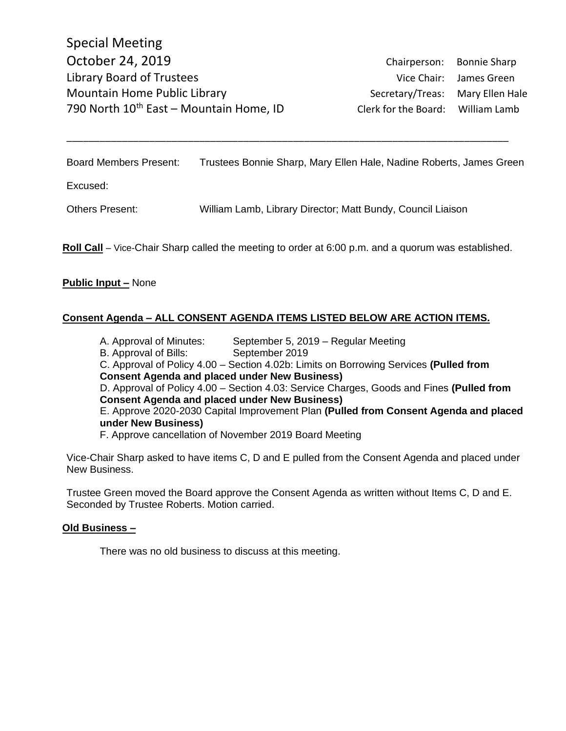Special Meeting
October 24, 2019
Library Board of Trustees
Mountain Home Public Library
790 North 10th East – Mountain Home, ID

| | |
|---|---|
| Chairperson: | Bonnie Sharp |
| Vice Chair: | James Green |
| Secretary/Treas: | Mary Ellen Hale |
| Clerk for the Board: | William Lamb |

---

Board Members Present: Trustees Bonnie Sharp, Mary Ellen Hale, Nadine Roberts, James Green

Excused:

Others Present: William Lamb, Library Director; Matt Bundy, Council Liaison

**Roll Call** – Vice-Chair Sharp called the meeting to order at 6:00 p.m. and a quorum was established.

**Public Input –** None

**Consent Agenda – ALL CONSENT AGENDA ITEMS LISTED BELOW ARE ACTION ITEMS.**

A. Approval of Minutes: September 5, 2019 – Regular Meeting
B. Approval of Bills: September 2019
C. Approval of Policy 4.00 – Section 4.02b: Limits on Borrowing Services **(Pulled from Consent Agenda and placed under New Business)**
D. Approval of Policy 4.00 – Section 4.03: Service Charges, Goods and Fines **(Pulled from Consent Agenda and placed under New Business)**
E. Approve 2020-2030 Capital Improvement Plan **(Pulled from Consent Agenda and placed under New Business)**
F. Approve cancellation of November 2019 Board Meeting

Vice-Chair Sharp asked to have items C, D and E pulled from the Consent Agenda and placed under New Business.

Trustee Green moved the Board approve the Consent Agenda as written without Items C, D and E. Seconded by Trustee Roberts. Motion carried.

**Old Business –**

There was no old business to discuss at this meeting.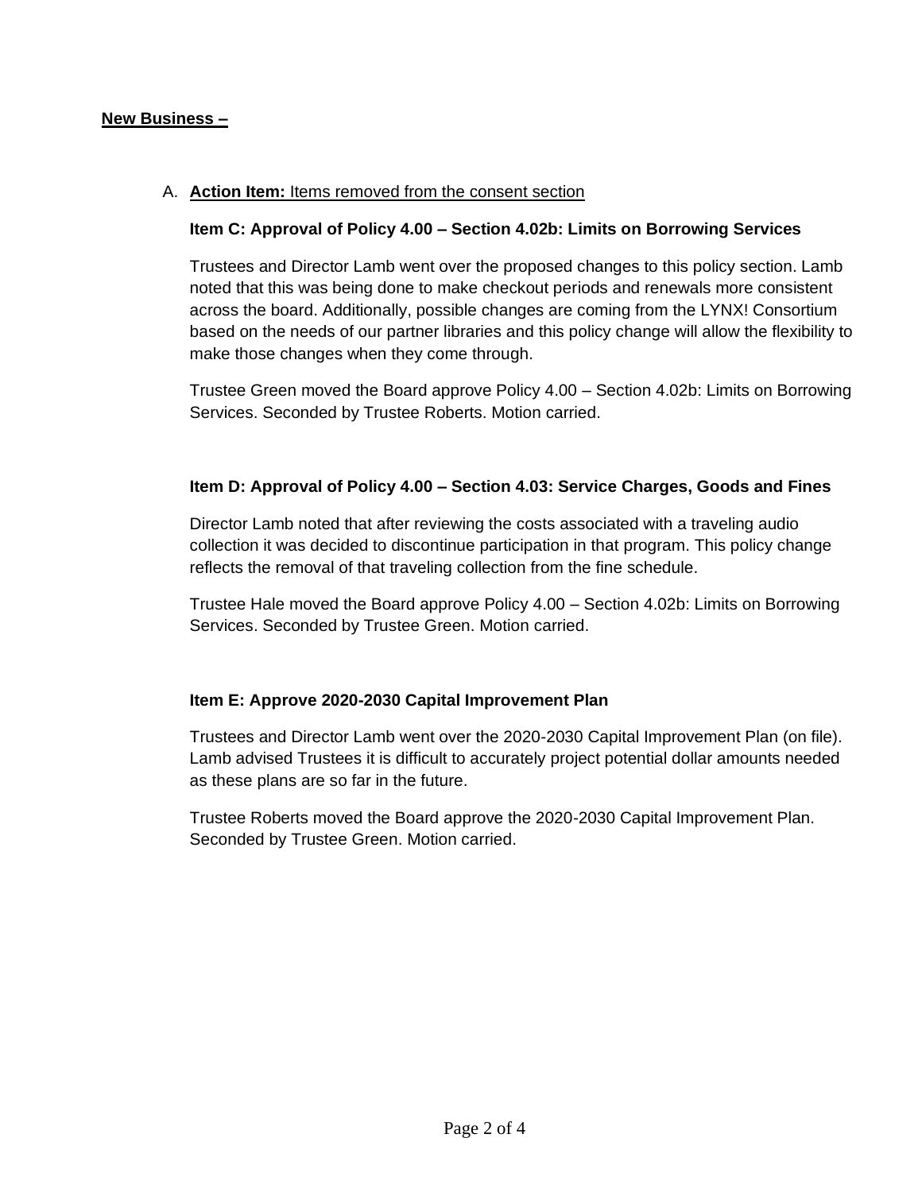**New Business –**

A. **Action Item:** Items removed from the consent section

**Item C: Approval of Policy 4.00 – Section 4.02b: Limits on Borrowing Services**

Trustees and Director Lamb went over the proposed changes to this policy section. Lamb noted that this was being done to make checkout periods and renewals more consistent across the board. Additionally, possible changes are coming from the LYNX! Consortium based on the needs of our partner libraries and this policy change will allow the flexibility to make those changes when they come through.

Trustee Green moved the Board approve Policy 4.00 – Section 4.02b: Limits on Borrowing Services. Seconded by Trustee Roberts. Motion carried.

**Item D: Approval of Policy 4.00 – Section 4.03: Service Charges, Goods and Fines**

Director Lamb noted that after reviewing the costs associated with a traveling audio collection it was decided to discontinue participation in that program. This policy change reflects the removal of that traveling collection from the fine schedule.

Trustee Hale moved the Board approve Policy 4.00 – Section 4.02b: Limits on Borrowing Services. Seconded by Trustee Green. Motion carried.

**Item E: Approve 2020-2030 Capital Improvement Plan**

Trustees and Director Lamb went over the 2020-2030 Capital Improvement Plan (on file). Lamb advised Trustees it is difficult to accurately project potential dollar amounts needed as these plans are so far in the future.

Trustee Roberts moved the Board approve the 2020-2030 Capital Improvement Plan. Seconded by Trustee Green. Motion carried.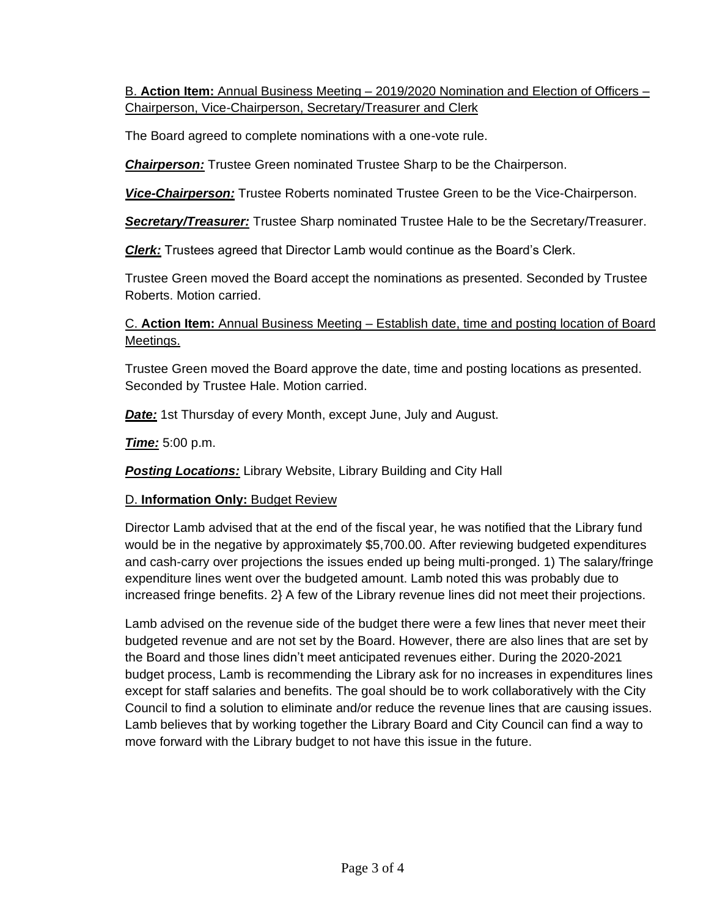B. **Action Item:** Annual Business Meeting – 2019/2020 Nomination and Election of Officers – Chairperson, Vice-Chairperson, Secretary/Treasurer and Clerk

The Board agreed to complete nominations with a one-vote rule.

***Chairperson:*** Trustee Green nominated Trustee Sharp to be the Chairperson.

***Vice-Chairperson:*** Trustee Roberts nominated Trustee Green to be the Vice-Chairperson.

***Secretary/Treasurer:*** Trustee Sharp nominated Trustee Hale to be the Secretary/Treasurer.

***Clerk:*** Trustees agreed that Director Lamb would continue as the Board's Clerk.

Trustee Green moved the Board accept the nominations as presented. Seconded by Trustee Roberts. Motion carried.

C. **Action Item:** Annual Business Meeting – Establish date, time and posting location of Board Meetings.

Trustee Green moved the Board approve the date, time and posting locations as presented. Seconded by Trustee Hale. Motion carried.

***Date:*** 1st Thursday of every Month, except June, July and August.

***Time:*** 5:00 p.m.

***Posting Locations:*** Library Website, Library Building and City Hall

D. **Information Only:** Budget Review

Director Lamb advised that at the end of the fiscal year, he was notified that the Library fund would be in the negative by approximately $5,700.00. After reviewing budgeted expenditures and cash-carry over projections the issues ended up being multi-pronged. 1) The salary/fringe expenditure lines went over the budgeted amount. Lamb noted this was probably due to increased fringe benefits. 2} A few of the Library revenue lines did not meet their projections.

Lamb advised on the revenue side of the budget there were a few lines that never meet their budgeted revenue and are not set by the Board. However, there are also lines that are set by the Board and those lines didn't meet anticipated revenues either. During the 2020-2021 budget process, Lamb is recommending the Library ask for no increases in expenditures lines except for staff salaries and benefits. The goal should be to work collaboratively with the City Council to find a solution to eliminate and/or reduce the revenue lines that are causing issues. Lamb believes that by working together the Library Board and City Council can find a way to move forward with the Library budget to not have this issue in the future.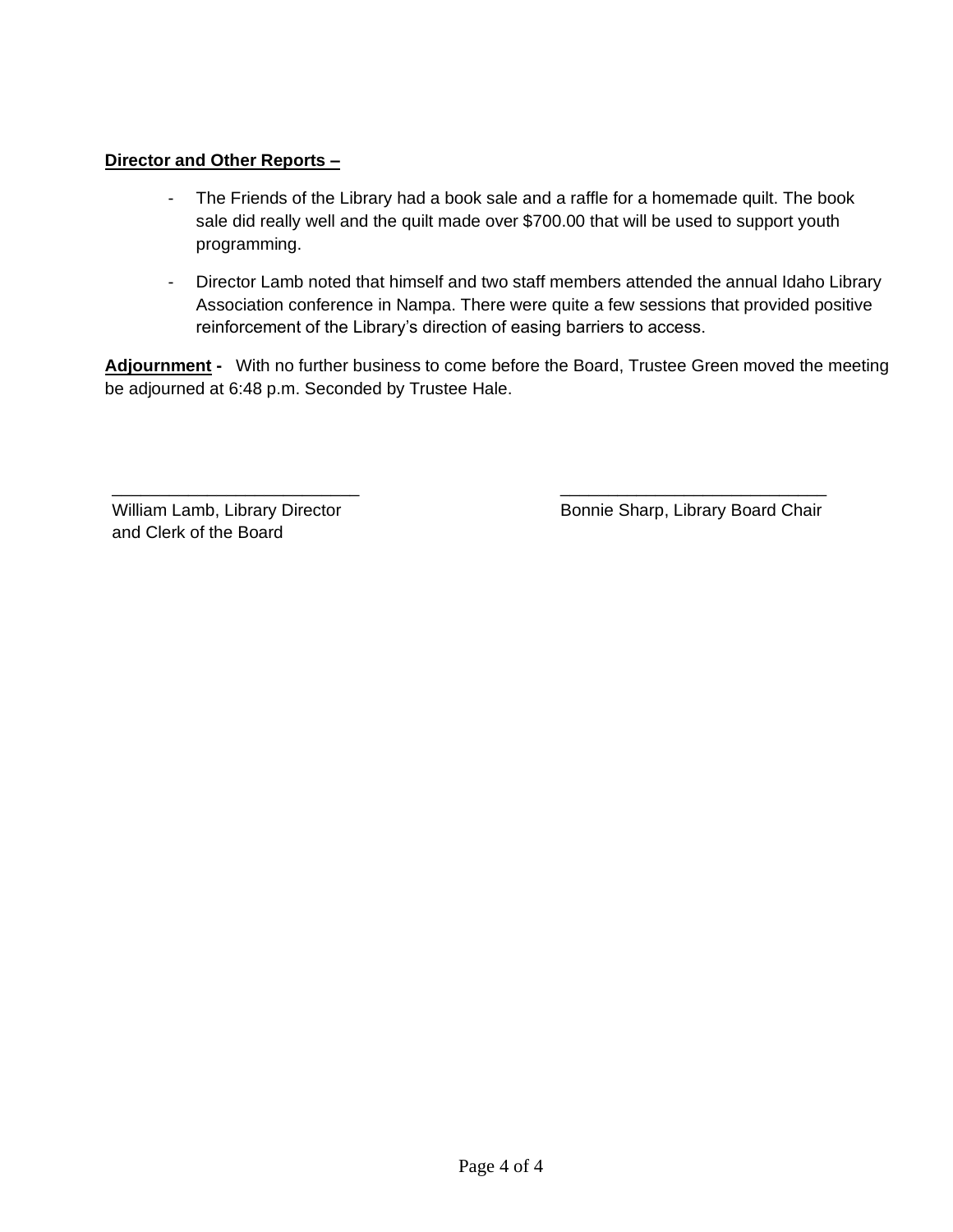**Director and Other Reports –**

- The Friends of the Library had a book sale and a raffle for a homemade quilt. The book sale did really well and the quilt made over $700.00 that will be used to support youth programming.
- Director Lamb noted that himself and two staff members attended the annual Idaho Library Association conference in Nampa. There were quite a few sessions that provided positive reinforcement of the Library's direction of easing barriers to access.

**Adjournment -** With no further business to come before the Board, Trustee Green moved the meeting be adjourned at 6:48 p.m. Seconded by Trustee Hale.

___________________________
William Lamb, Library Director
and Clerk of the Board

___________________________
Bonnie Sharp, Library Board Chair